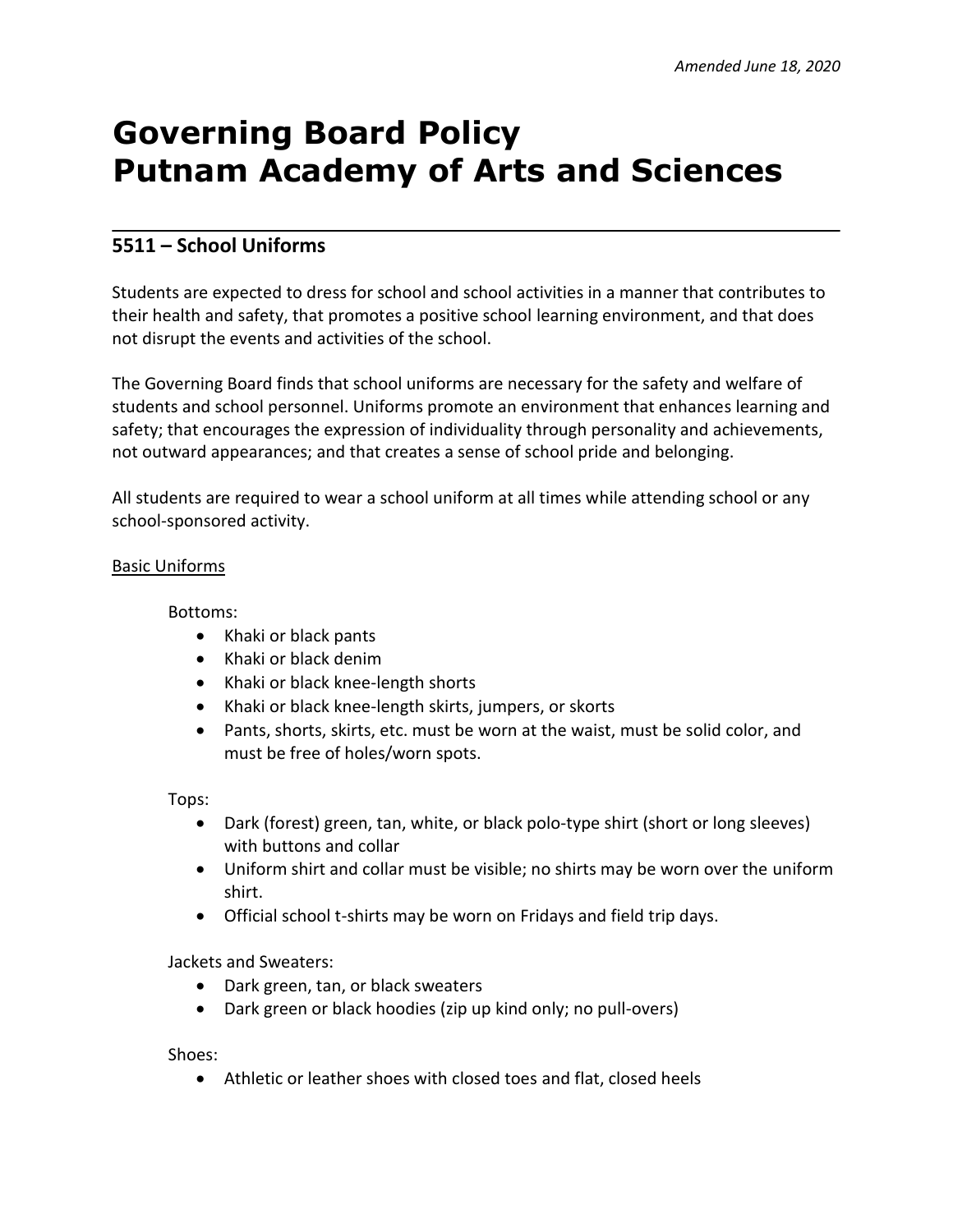*Amended June 18, 2020*

# Governing Board Policy
# Putnam Academy of Arts and Sciences

---

## 5511 – School Uniforms

Students are expected to dress for school and school activities in a manner that contributes to their health and safety, that promotes a positive school learning environment, and that does not disrupt the events and activities of the school.

The Governing Board finds that school uniforms are necessary for the safety and welfare of students and school personnel. Uniforms promote an environment that enhances learning and safety; that encourages the expression of individuality through personality and achievements, not outward appearances; and that creates a sense of school pride and belonging.

All students are required to wear a school uniform at all times while attending school or any school-sponsored activity.

<u>Basic Uniforms</u>

Bottoms:

- Khaki or black pants
- Khaki or black denim
- Khaki or black knee-length shorts
- Khaki or black knee-length skirts, jumpers, or skorts
- Pants, shorts, skirts, etc. must be worn at the waist, must be solid color, and must be free of holes/worn spots.

Tops:

- Dark (forest) green, tan, white, or black polo-type shirt (short or long sleeves) with buttons and collar
- Uniform shirt and collar must be visible; no shirts may be worn over the uniform shirt.
- Official school t-shirts may be worn on Fridays and field trip days.

Jackets and Sweaters:

- Dark green, tan, or black sweaters
- Dark green or black hoodies (zip up kind only; no pull-overs)

Shoes:

- Athletic or leather shoes with closed toes and flat, closed heels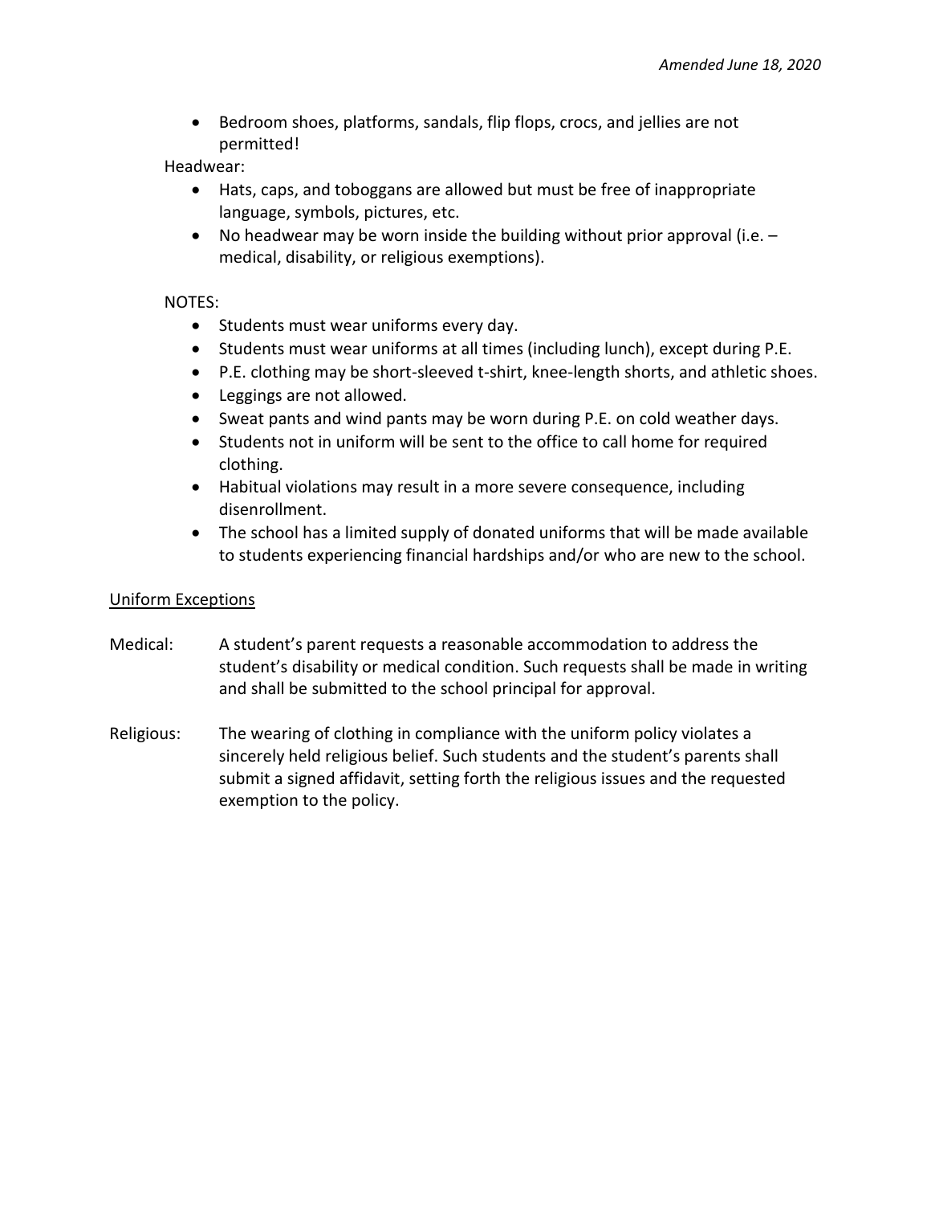*Amended June 18, 2020*

- Bedroom shoes, platforms, sandals, flip flops, crocs, and jellies are not permitted!

Headwear:

- Hats, caps, and toboggans are allowed but must be free of inappropriate language, symbols, pictures, etc.
- No headwear may be worn inside the building without prior approval (i.e. – medical, disability, or religious exemptions).

NOTES:

- Students must wear uniforms every day.
- Students must wear uniforms at all times (including lunch), except during P.E.
- P.E. clothing may be short-sleeved t-shirt, knee-length shorts, and athletic shoes.
- Leggings are not allowed.
- Sweat pants and wind pants may be worn during P.E. on cold weather days.
- Students not in uniform will be sent to the office to call home for required clothing.
- Habitual violations may result in a more severe consequence, including disenrollment.
- The school has a limited supply of donated uniforms that will be made available to students experiencing financial hardships and/or who are new to the school.

<u>Uniform Exceptions</u>

Medical: A student's parent requests a reasonable accommodation to address the student's disability or medical condition. Such requests shall be made in writing and shall be submitted to the school principal for approval.

Religious: The wearing of clothing in compliance with the uniform policy violates a sincerely held religious belief. Such students and the student's parents shall submit a signed affidavit, setting forth the religious issues and the requested exemption to the policy.